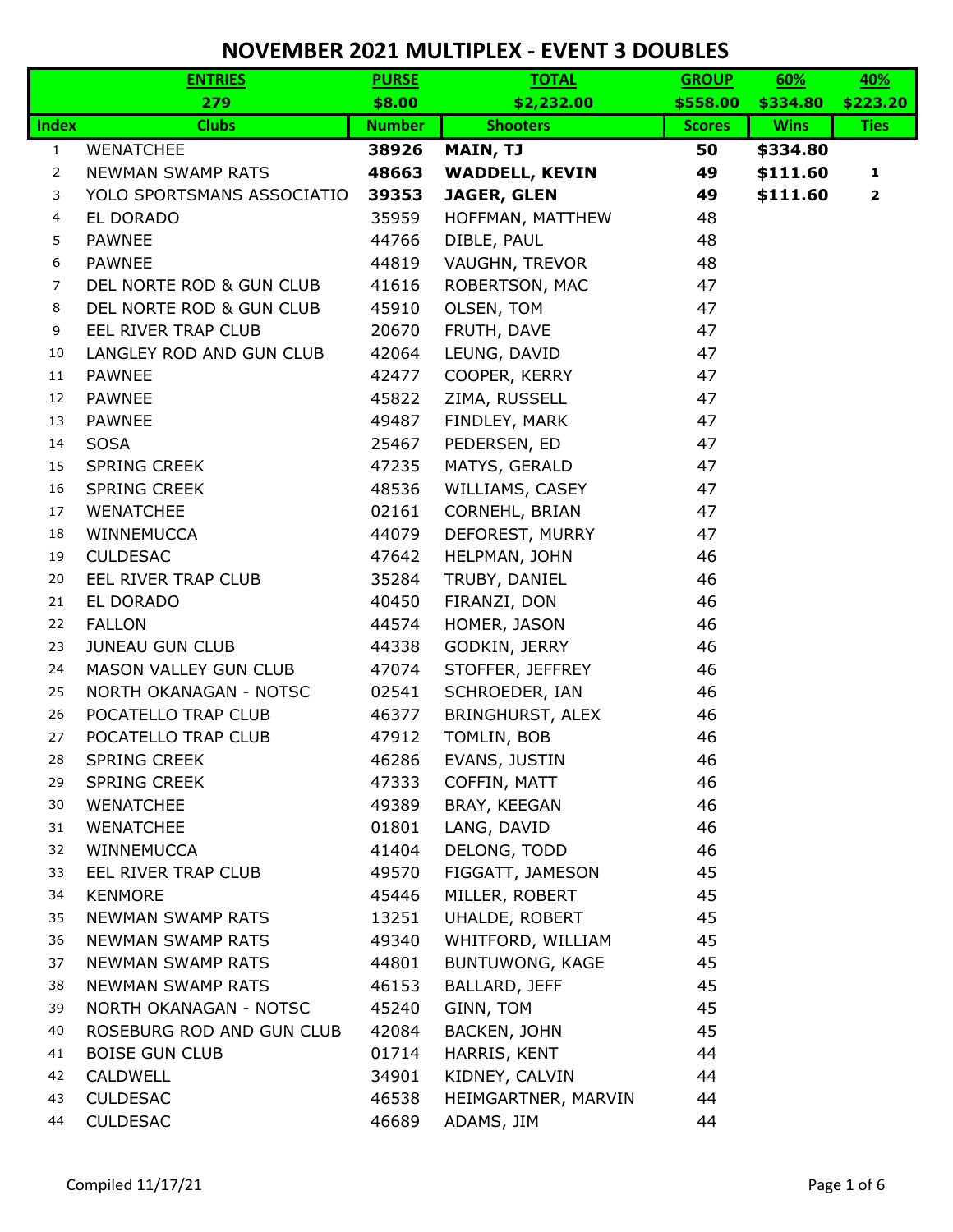# NOVEMBER 2021 MULTIPLEX - EVENT 3 DOUBLES

| | ENTRIES | PURSE | TOTAL | GROUP | 60% | 40% |
|---|---|---|---|---|---|---|
| | 279 | $8.00 | $2,232.00 | $558.00 | $334.80 | $223.20 |
| **Index** | **Clubs** | **Number** | **Shooters** | **Scores** | **Wins** | **Ties** |
| 1 | WENATCHEE | **38926** | **MAIN, TJ** | **50** | **$334.80** | |
| 2 | NEWMAN SWAMP RATS | **48663** | **WADDELL, KEVIN** | **49** | **$111.60** | **1** |
| 3 | YOLO SPORTSMANS ASSOCIATIO | **39353** | **JAGER, GLEN** | **49** | **$111.60** | **2** |
| 4 | EL DORADO | 35959 | HOFFMAN, MATTHEW | 48 | | |
| 5 | PAWNEE | 44766 | DIBLE, PAUL | 48 | | |
| 6 | PAWNEE | 44819 | VAUGHN, TREVOR | 48 | | |
| 7 | DEL NORTE ROD & GUN CLUB | 41616 | ROBERTSON, MAC | 47 | | |
| 8 | DEL NORTE ROD & GUN CLUB | 45910 | OLSEN, TOM | 47 | | |
| 9 | EEL RIVER TRAP CLUB | 20670 | FRUTH, DAVE | 47 | | |
| 10 | LANGLEY ROD AND GUN CLUB | 42064 | LEUNG, DAVID | 47 | | |
| 11 | PAWNEE | 42477 | COOPER, KERRY | 47 | | |
| 12 | PAWNEE | 45822 | ZIMA, RUSSELL | 47 | | |
| 13 | PAWNEE | 49487 | FINDLEY, MARK | 47 | | |
| 14 | SOSA | 25467 | PEDERSEN, ED | 47 | | |
| 15 | SPRING CREEK | 47235 | MATYS, GERALD | 47 | | |
| 16 | SPRING CREEK | 48536 | WILLIAMS, CASEY | 47 | | |
| 17 | WENATCHEE | 02161 | CORNEHL, BRIAN | 47 | | |
| 18 | WINNEMUCCA | 44079 | DEFOREST, MURRY | 47 | | |
| 19 | CULDESAC | 47642 | HELPMAN, JOHN | 46 | | |
| 20 | EEL RIVER TRAP CLUB | 35284 | TRUBY, DANIEL | 46 | | |
| 21 | EL DORADO | 40450 | FIRANZI, DON | 46 | | |
| 22 | FALLON | 44574 | HOMER, JASON | 46 | | |
| 23 | JUNEAU GUN CLUB | 44338 | GODKIN, JERRY | 46 | | |
| 24 | MASON VALLEY GUN CLUB | 47074 | STOFFER, JEFFREY | 46 | | |
| 25 | NORTH OKANAGAN - NOTSC | 02541 | SCHROEDER, IAN | 46 | | |
| 26 | POCATELLO TRAP CLUB | 46377 | BRINGHURST, ALEX | 46 | | |
| 27 | POCATELLO TRAP CLUB | 47912 | TOMLIN, BOB | 46 | | |
| 28 | SPRING CREEK | 46286 | EVANS, JUSTIN | 46 | | |
| 29 | SPRING CREEK | 47333 | COFFIN, MATT | 46 | | |
| 30 | WENATCHEE | 49389 | BRAY, KEEGAN | 46 | | |
| 31 | WENATCHEE | 01801 | LANG, DAVID | 46 | | |
| 32 | WINNEMUCCA | 41404 | DELONG, TODD | 46 | | |
| 33 | EEL RIVER TRAP CLUB | 49570 | FIGGATT, JAMESON | 45 | | |
| 34 | KENMORE | 45446 | MILLER, ROBERT | 45 | | |
| 35 | NEWMAN SWAMP RATS | 13251 | UHALDE, ROBERT | 45 | | |
| 36 | NEWMAN SWAMP RATS | 49340 | WHITFORD, WILLIAM | 45 | | |
| 37 | NEWMAN SWAMP RATS | 44801 | BUNTUWONG, KAGE | 45 | | |
| 38 | NEWMAN SWAMP RATS | 46153 | BALLARD, JEFF | 45 | | |
| 39 | NORTH OKANAGAN - NOTSC | 45240 | GINN, TOM | 45 | | |
| 40 | ROSEBURG ROD AND GUN CLUB | 42084 | BACKEN, JOHN | 45 | | |
| 41 | BOISE GUN CLUB | 01714 | HARRIS, KENT | 44 | | |
| 42 | CALDWELL | 34901 | KIDNEY, CALVIN | 44 | | |
| 43 | CULDESAC | 46538 | HEIMGARTNER, MARVIN | 44 | | |
| 44 | CULDESAC | 46689 | ADAMS, JIM | 44 | | |

Compiled 11/17/21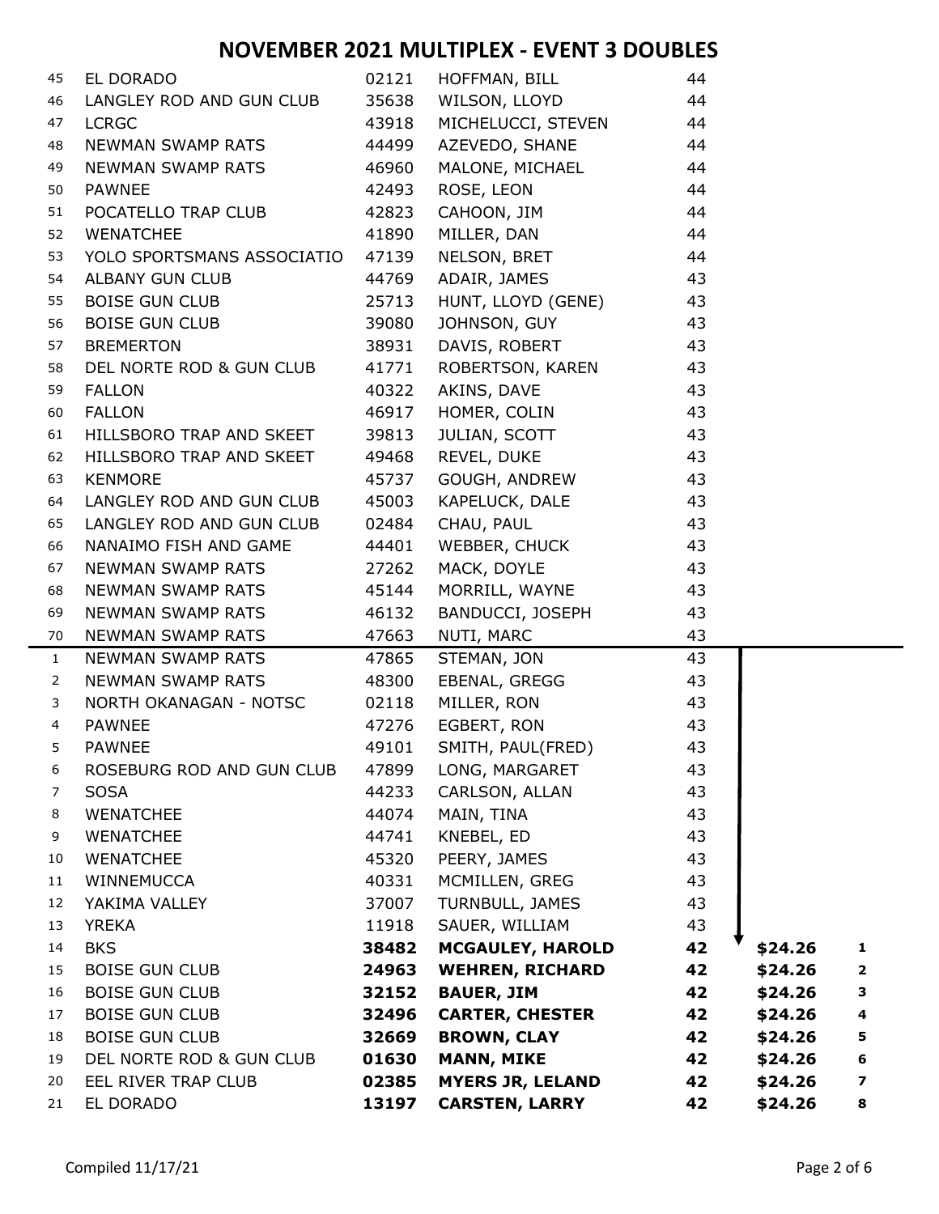# NOVEMBER 2021 MULTIPLEX - EVENT 3 DOUBLES

| # | Club | ID | Name | Score | Amount | Place |
|---|---|---|---|---|---|---|
| 45 | EL DORADO | 02121 | HOFFMAN, BILL | 44 | | |
| 46 | LANGLEY ROD AND GUN CLUB | 35638 | WILSON, LLOYD | 44 | | |
| 47 | LCRGC | 43918 | MICHELUCCI, STEVEN | 44 | | |
| 48 | NEWMAN SWAMP RATS | 44499 | AZEVEDO, SHANE | 44 | | |
| 49 | NEWMAN SWAMP RATS | 46960 | MALONE, MICHAEL | 44 | | |
| 50 | PAWNEE | 42493 | ROSE, LEON | 44 | | |
| 51 | POCATELLO TRAP CLUB | 42823 | CAHOON, JIM | 44 | | |
| 52 | WENATCHEE | 41890 | MILLER, DAN | 44 | | |
| 53 | YOLO SPORTSMANS ASSOCIATIO | 47139 | NELSON, BRET | 44 | | |
| 54 | ALBANY GUN CLUB | 44769 | ADAIR, JAMES | 43 | | |
| 55 | BOISE GUN CLUB | 25713 | HUNT, LLOYD (GENE) | 43 | | |
| 56 | BOISE GUN CLUB | 39080 | JOHNSON, GUY | 43 | | |
| 57 | BREMERTON | 38931 | DAVIS, ROBERT | 43 | | |
| 58 | DEL NORTE ROD & GUN CLUB | 41771 | ROBERTSON, KAREN | 43 | | |
| 59 | FALLON | 40322 | AKINS, DAVE | 43 | | |
| 60 | FALLON | 46917 | HOMER, COLIN | 43 | | |
| 61 | HILLSBORO TRAP AND SKEET | 39813 | JULIAN, SCOTT | 43 | | |
| 62 | HILLSBORO TRAP AND SKEET | 49468 | REVEL, DUKE | 43 | | |
| 63 | KENMORE | 45737 | GOUGH, ANDREW | 43 | | |
| 64 | LANGLEY ROD AND GUN CLUB | 45003 | KAPELUCK, DALE | 43 | | |
| 65 | LANGLEY ROD AND GUN CLUB | 02484 | CHAU, PAUL | 43 | | |
| 66 | NANAIMO FISH AND GAME | 44401 | WEBBER, CHUCK | 43 | | |
| 67 | NEWMAN SWAMP RATS | 27262 | MACK, DOYLE | 43 | | |
| 68 | NEWMAN SWAMP RATS | 45144 | MORRILL, WAYNE | 43 | | |
| 69 | NEWMAN SWAMP RATS | 46132 | BANDUCCI, JOSEPH | 43 | | |
| 70 | NEWMAN SWAMP RATS | 47663 | NUTI, MARC | 43 | | |
| 1 | NEWMAN SWAMP RATS | 47865 | STEMAN, JON | 43 | | |
| 2 | NEWMAN SWAMP RATS | 48300 | EBENAL, GREGG | 43 | | |
| 3 | NORTH OKANAGAN - NOTSC | 02118 | MILLER, RON | 43 | | |
| 4 | PAWNEE | 47276 | EGBERT, RON | 43 | | |
| 5 | PAWNEE | 49101 | SMITH, PAUL(FRED) | 43 | | |
| 6 | ROSEBURG ROD AND GUN CLUB | 47899 | LONG, MARGARET | 43 | | |
| 7 | SOSA | 44233 | CARLSON, ALLAN | 43 | | |
| 8 | WENATCHEE | 44074 | MAIN, TINA | 43 | | |
| 9 | WENATCHEE | 44741 | KNEBEL, ED | 43 | | |
| 10 | WENATCHEE | 45320 | PEERY, JAMES | 43 | | |
| 11 | WINNEMUCCA | 40331 | MCMILLEN, GREG | 43 | | |
| 12 | YAKIMA VALLEY | 37007 | TURNBULL, JAMES | 43 | | |
| 13 | YREKA | 11918 | SAUER, WILLIAM | 43 | | |
| 14 | BKS | **38482** | **MCGAULEY, HAROLD** | **42** | **$24.26** | **1** |
| 15 | BOISE GUN CLUB | **24963** | **WEHREN, RICHARD** | **42** | **$24.26** | **2** |
| 16 | BOISE GUN CLUB | **32152** | **BAUER, JIM** | **42** | **$24.26** | **3** |
| 17 | BOISE GUN CLUB | **32496** | **CARTER, CHESTER** | **42** | **$24.26** | **4** |
| 18 | BOISE GUN CLUB | **32669** | **BROWN, CLAY** | **42** | **$24.26** | **5** |
| 19 | DEL NORTE ROD & GUN CLUB | **01630** | **MANN, MIKE** | **42** | **$24.26** | **6** |
| 20 | EEL RIVER TRAP CLUB | **02385** | **MYERS JR, LELAND** | **42** | **$24.26** | **7** |
| 21 | EL DORADO | **13197** | **CARSTEN, LARRY** | **42** | **$24.26** | **8** |

Compiled 11/17/21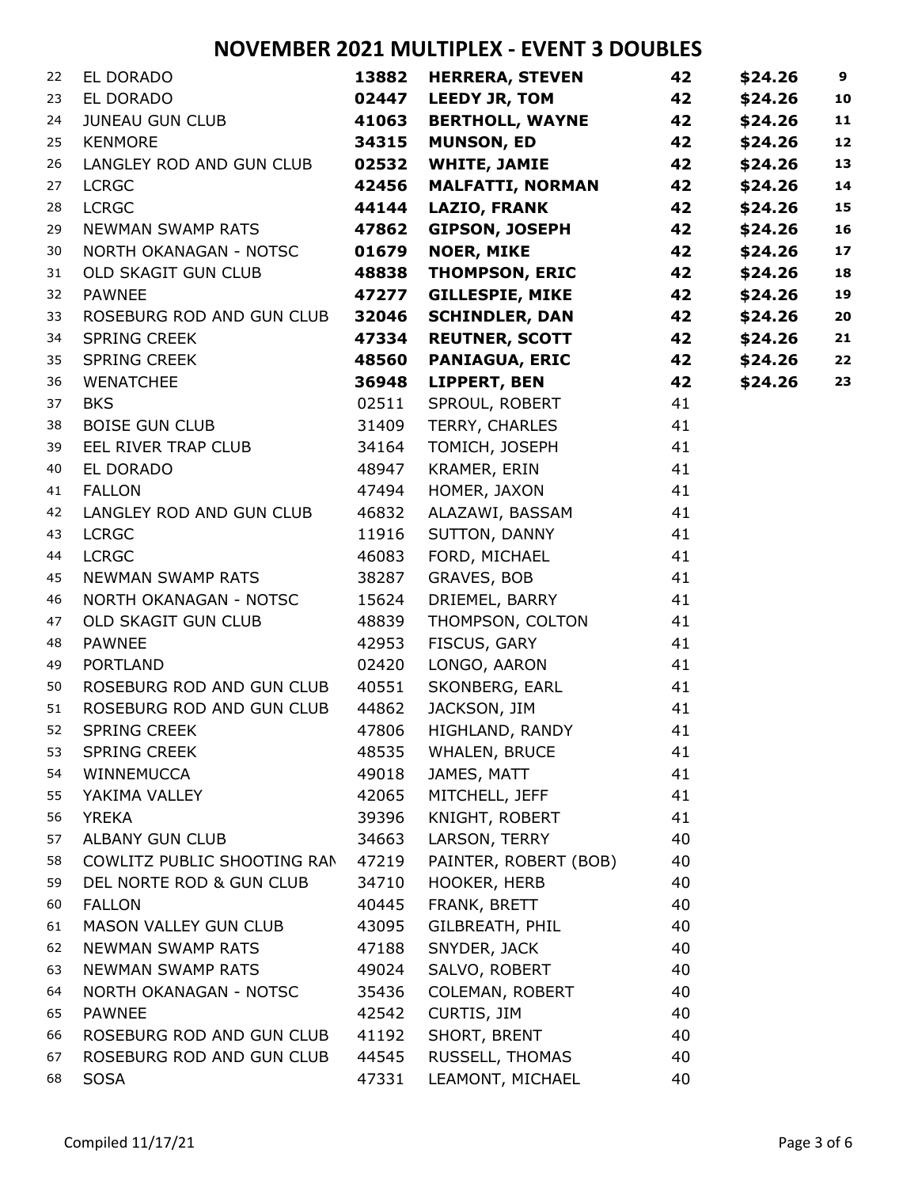# NOVEMBER 2021 MULTIPLEX - EVENT 3 DOUBLES

| | | | | | | |
|---|---|---|---|---|---|---|
| 22 | EL DORADO | **13882** | **HERRERA, STEVEN** | **42** | **$24.26** | **9** |
| 23 | EL DORADO | **02447** | **LEEDY JR, TOM** | **42** | **$24.26** | **10** |
| 24 | JUNEAU GUN CLUB | **41063** | **BERTHOLL, WAYNE** | **42** | **$24.26** | **11** |
| 25 | KENMORE | **34315** | **MUNSON, ED** | **42** | **$24.26** | **12** |
| 26 | LANGLEY ROD AND GUN CLUB | **02532** | **WHITE, JAMIE** | **42** | **$24.26** | **13** |
| 27 | LCRGC | **42456** | **MALFATTI, NORMAN** | **42** | **$24.26** | **14** |
| 28 | LCRGC | **44144** | **LAZIO, FRANK** | **42** | **$24.26** | **15** |
| 29 | NEWMAN SWAMP RATS | **47862** | **GIPSON, JOSEPH** | **42** | **$24.26** | **16** |
| 30 | NORTH OKANAGAN - NOTSC | **01679** | **NOER, MIKE** | **42** | **$24.26** | **17** |
| 31 | OLD SKAGIT GUN CLUB | **48838** | **THOMPSON, ERIC** | **42** | **$24.26** | **18** |
| 32 | PAWNEE | **47277** | **GILLESPIE, MIKE** | **42** | **$24.26** | **19** |
| 33 | ROSEBURG ROD AND GUN CLUB | **32046** | **SCHINDLER, DAN** | **42** | **$24.26** | **20** |
| 34 | SPRING CREEK | **47334** | **REUTNER, SCOTT** | **42** | **$24.26** | **21** |
| 35 | SPRING CREEK | **48560** | **PANIAGUA, ERIC** | **42** | **$24.26** | **22** |
| 36 | WENATCHEE | **36948** | **LIPPERT, BEN** | **42** | **$24.26** | **23** |
| 37 | BKS | 02511 | SPROUL, ROBERT | 41 | | |
| 38 | BOISE GUN CLUB | 31409 | TERRY, CHARLES | 41 | | |
| 39 | EEL RIVER TRAP CLUB | 34164 | TOMICH, JOSEPH | 41 | | |
| 40 | EL DORADO | 48947 | KRAMER, ERIN | 41 | | |
| 41 | FALLON | 47494 | HOMER, JAXON | 41 | | |
| 42 | LANGLEY ROD AND GUN CLUB | 46832 | ALAZAWI, BASSAM | 41 | | |
| 43 | LCRGC | 11916 | SUTTON, DANNY | 41 | | |
| 44 | LCRGC | 46083 | FORD, MICHAEL | 41 | | |
| 45 | NEWMAN SWAMP RATS | 38287 | GRAVES, BOB | 41 | | |
| 46 | NORTH OKANAGAN - NOTSC | 15624 | DRIEMEL, BARRY | 41 | | |
| 47 | OLD SKAGIT GUN CLUB | 48839 | THOMPSON, COLTON | 41 | | |
| 48 | PAWNEE | 42953 | FISCUS, GARY | 41 | | |
| 49 | PORTLAND | 02420 | LONGO, AARON | 41 | | |
| 50 | ROSEBURG ROD AND GUN CLUB | 40551 | SKONBERG, EARL | 41 | | |
| 51 | ROSEBURG ROD AND GUN CLUB | 44862 | JACKSON, JIM | 41 | | |
| 52 | SPRING CREEK | 47806 | HIGHLAND, RANDY | 41 | | |
| 53 | SPRING CREEK | 48535 | WHALEN, BRUCE | 41 | | |
| 54 | WINNEMUCCA | 49018 | JAMES, MATT | 41 | | |
| 55 | YAKIMA VALLEY | 42065 | MITCHELL, JEFF | 41 | | |
| 56 | YREKA | 39396 | KNIGHT, ROBERT | 41 | | |
| 57 | ALBANY GUN CLUB | 34663 | LARSON, TERRY | 40 | | |
| 58 | COWLITZ PUBLIC SHOOTING RAN | 47219 | PAINTER, ROBERT (BOB) | 40 | | |
| 59 | DEL NORTE ROD & GUN CLUB | 34710 | HOOKER, HERB | 40 | | |
| 60 | FALLON | 40445 | FRANK, BRETT | 40 | | |
| 61 | MASON VALLEY GUN CLUB | 43095 | GILBREATH, PHIL | 40 | | |
| 62 | NEWMAN SWAMP RATS | 47188 | SNYDER, JACK | 40 | | |
| 63 | NEWMAN SWAMP RATS | 49024 | SALVO, ROBERT | 40 | | |
| 64 | NORTH OKANAGAN - NOTSC | 35436 | COLEMAN, ROBERT | 40 | | |
| 65 | PAWNEE | 42542 | CURTIS, JIM | 40 | | |
| 66 | ROSEBURG ROD AND GUN CLUB | 41192 | SHORT, BRENT | 40 | | |
| 67 | ROSEBURG ROD AND GUN CLUB | 44545 | RUSSELL, THOMAS | 40 | | |
| 68 | SOSA | 47331 | LEAMONT, MICHAEL | 40 | | |

Compiled 11/17/21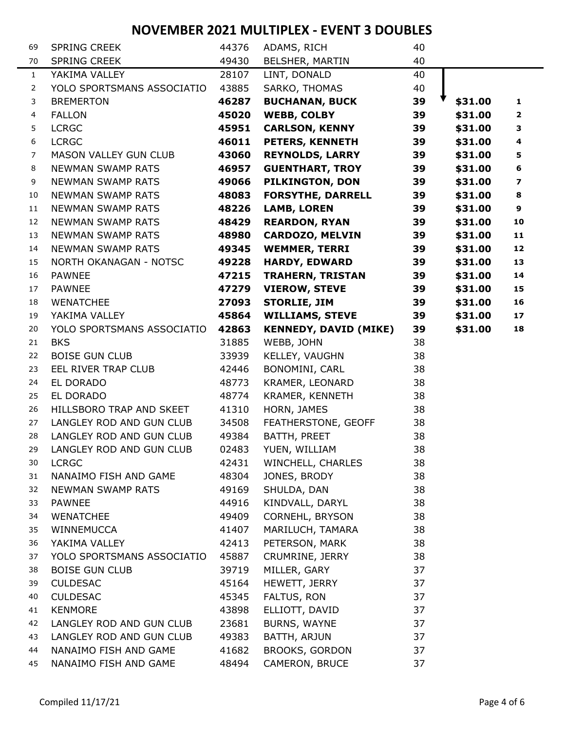# NOVEMBER 2021 MULTIPLEX - EVENT 3 DOUBLES

| # | Club | ID | Name | Score | Payout | Place |
|---|---|---|---|---|---|---|
| 69 | SPRING CREEK | 44376 | ADAMS, RICH | 40 | | |
| 70 | SPRING CREEK | 49430 | BELSHER, MARTIN | 40 | | |
| 1 | YAKIMA VALLEY | 28107 | LINT, DONALD | 40 | | |
| 2 | YOLO SPORTSMANS ASSOCIATIO | 43885 | SARKO, THOMAS | 40 | | |
| 3 | BREMERTON | **46287** | **BUCHANAN, BUCK** | **39** | **$31.00** | **1** |
| 4 | FALLON | **45020** | **WEBB, COLBY** | **39** | **$31.00** | **2** |
| 5 | LCRGC | **45951** | **CARLSON, KENNY** | **39** | **$31.00** | **3** |
| 6 | LCRGC | **46011** | **PETERS, KENNETH** | **39** | **$31.00** | **4** |
| 7 | MASON VALLEY GUN CLUB | **43060** | **REYNOLDS, LARRY** | **39** | **$31.00** | **5** |
| 8 | NEWMAN SWAMP RATS | **46957** | **GUENTHART, TROY** | **39** | **$31.00** | **6** |
| 9 | NEWMAN SWAMP RATS | **49066** | **PILKINGTON, DON** | **39** | **$31.00** | **7** |
| 10 | NEWMAN SWAMP RATS | **48083** | **FORSYTHE, DARRELL** | **39** | **$31.00** | **8** |
| 11 | NEWMAN SWAMP RATS | **48226** | **LAMB, LOREN** | **39** | **$31.00** | **9** |
| 12 | NEWMAN SWAMP RATS | **48429** | **REARDON, RYAN** | **39** | **$31.00** | **10** |
| 13 | NEWMAN SWAMP RATS | **48980** | **CARDOZO, MELVIN** | **39** | **$31.00** | **11** |
| 14 | NEWMAN SWAMP RATS | **49345** | **WEMMER, TERRI** | **39** | **$31.00** | **12** |
| 15 | NORTH OKANAGAN - NOTSC | **49228** | **HARDY, EDWARD** | **39** | **$31.00** | **13** |
| 16 | PAWNEE | **47215** | **TRAHERN, TRISTAN** | **39** | **$31.00** | **14** |
| 17 | PAWNEE | **47279** | **VIEROW, STEVE** | **39** | **$31.00** | **15** |
| 18 | WENATCHEE | **27093** | **STORLIE, JIM** | **39** | **$31.00** | **16** |
| 19 | YAKIMA VALLEY | **45864** | **WILLIAMS, STEVE** | **39** | **$31.00** | **17** |
| 20 | YOLO SPORTSMANS ASSOCIATIO | **42863** | **KENNEDY, DAVID (MIKE)** | **39** | **$31.00** | **18** |
| 21 | BKS | 31885 | WEBB, JOHN | 38 | | |
| 22 | BOISE GUN CLUB | 33939 | KELLEY, VAUGHN | 38 | | |
| 23 | EEL RIVER TRAP CLUB | 42446 | BONOMINI, CARL | 38 | | |
| 24 | EL DORADO | 48773 | KRAMER, LEONARD | 38 | | |
| 25 | EL DORADO | 48774 | KRAMER, KENNETH | 38 | | |
| 26 | HILLSBORO TRAP AND SKEET | 41310 | HORN, JAMES | 38 | | |
| 27 | LANGLEY ROD AND GUN CLUB | 34508 | FEATHERSTONE, GEOFF | 38 | | |
| 28 | LANGLEY ROD AND GUN CLUB | 49384 | BATTH, PREET | 38 | | |
| 29 | LANGLEY ROD AND GUN CLUB | 02483 | YUEN, WILLIAM | 38 | | |
| 30 | LCRGC | 42431 | WINCHELL, CHARLES | 38 | | |
| 31 | NANAIMO FISH AND GAME | 48304 | JONES, BRODY | 38 | | |
| 32 | NEWMAN SWAMP RATS | 49169 | SHULDA, DAN | 38 | | |
| 33 | PAWNEE | 44916 | KINDVALL, DARYL | 38 | | |
| 34 | WENATCHEE | 49409 | CORNEHL, BRYSON | 38 | | |
| 35 | WINNEMUCCA | 41407 | MARILUCH, TAMARA | 38 | | |
| 36 | YAKIMA VALLEY | 42413 | PETERSON, MARK | 38 | | |
| 37 | YOLO SPORTSMANS ASSOCIATIO | 45887 | CRUMRINE, JERRY | 38 | | |
| 38 | BOISE GUN CLUB | 39719 | MILLER, GARY | 37 | | |
| 39 | CULDESAC | 45164 | HEWETT, JERRY | 37 | | |
| 40 | CULDESAC | 45345 | FALTUS, RON | 37 | | |
| 41 | KENMORE | 43898 | ELLIOTT, DAVID | 37 | | |
| 42 | LANGLEY ROD AND GUN CLUB | 23681 | BURNS, WAYNE | 37 | | |
| 43 | LANGLEY ROD AND GUN CLUB | 49383 | BATTH, ARJUN | 37 | | |
| 44 | NANAIMO FISH AND GAME | 41682 | BROOKS, GORDON | 37 | | |
| 45 | NANAIMO FISH AND GAME | 48494 | CAMERON, BRUCE | 37 | | |

Compiled 11/17/21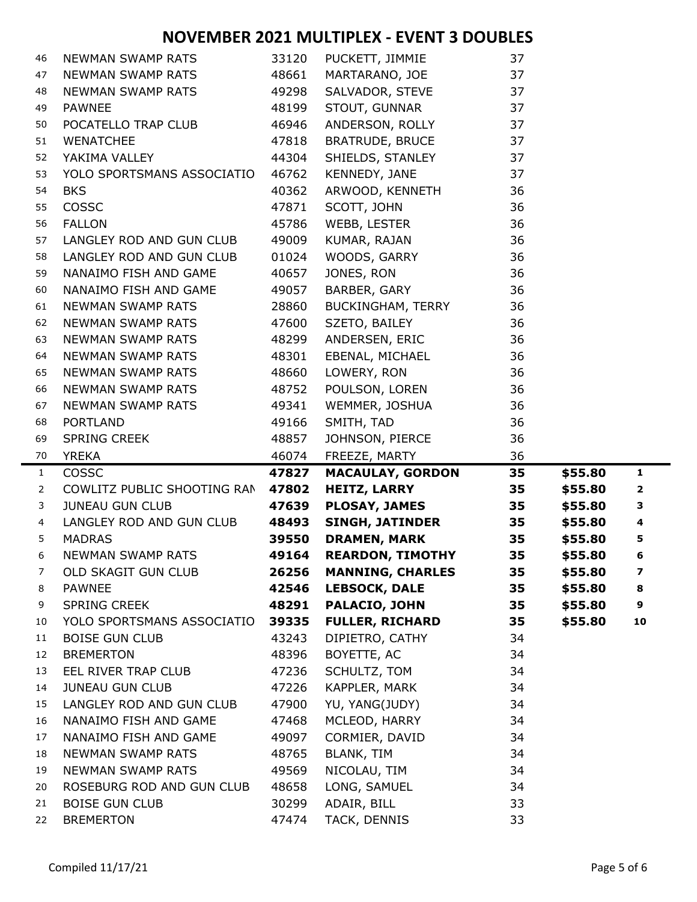# NOVEMBER 2021 MULTIPLEX - EVENT 3 DOUBLES

| | | | | | | |
|---|---|---|---|---|---|---|
| 46 | NEWMAN SWAMP RATS | 33120 | PUCKETT, JIMMIE | 37 | | |
| 47 | NEWMAN SWAMP RATS | 48661 | MARTARANO, JOE | 37 | | |
| 48 | NEWMAN SWAMP RATS | 49298 | SALVADOR, STEVE | 37 | | |
| 49 | PAWNEE | 48199 | STOUT, GUNNAR | 37 | | |
| 50 | POCATELLO TRAP CLUB | 46946 | ANDERSON, ROLLY | 37 | | |
| 51 | WENATCHEE | 47818 | BRATRUDE, BRUCE | 37 | | |
| 52 | YAKIMA VALLEY | 44304 | SHIELDS, STANLEY | 37 | | |
| 53 | YOLO SPORTSMANS ASSOCIATIO | 46762 | KENNEDY, JANE | 37 | | |
| 54 | BKS | 40362 | ARWOOD, KENNETH | 36 | | |
| 55 | COSSC | 47871 | SCOTT, JOHN | 36 | | |
| 56 | FALLON | 45786 | WEBB, LESTER | 36 | | |
| 57 | LANGLEY ROD AND GUN CLUB | 49009 | KUMAR, RAJAN | 36 | | |
| 58 | LANGLEY ROD AND GUN CLUB | 01024 | WOODS, GARRY | 36 | | |
| 59 | NANAIMO FISH AND GAME | 40657 | JONES, RON | 36 | | |
| 60 | NANAIMO FISH AND GAME | 49057 | BARBER, GARY | 36 | | |
| 61 | NEWMAN SWAMP RATS | 28860 | BUCKINGHAM, TERRY | 36 | | |
| 62 | NEWMAN SWAMP RATS | 47600 | SZETO, BAILEY | 36 | | |
| 63 | NEWMAN SWAMP RATS | 48299 | ANDERSEN, ERIC | 36 | | |
| 64 | NEWMAN SWAMP RATS | 48301 | EBENAL, MICHAEL | 36 | | |
| 65 | NEWMAN SWAMP RATS | 48660 | LOWERY, RON | 36 | | |
| 66 | NEWMAN SWAMP RATS | 48752 | POULSON, LOREN | 36 | | |
| 67 | NEWMAN SWAMP RATS | 49341 | WEMMER, JOSHUA | 36 | | |
| 68 | PORTLAND | 49166 | SMITH, TAD | 36 | | |
| 69 | SPRING CREEK | 48857 | JOHNSON, PIERCE | 36 | | |
| 70 | YREKA | 46074 | FREEZE, MARTY | 36 | | |
| 1 | COSSC | **47827** | **MACAULAY, GORDON** | **35** | **$55.80** | **1** |
| 2 | COWLITZ PUBLIC SHOOTING RAN | **47802** | **HEITZ, LARRY** | **35** | **$55.80** | **2** |
| 3 | JUNEAU GUN CLUB | **47639** | **PLOSAY, JAMES** | **35** | **$55.80** | **3** |
| 4 | LANGLEY ROD AND GUN CLUB | **48493** | **SINGH, JATINDER** | **35** | **$55.80** | **4** |
| 5 | MADRAS | **39550** | **DRAMEN, MARK** | **35** | **$55.80** | **5** |
| 6 | NEWMAN SWAMP RATS | **49164** | **REARDON, TIMOTHY** | **35** | **$55.80** | **6** |
| 7 | OLD SKAGIT GUN CLUB | **26256** | **MANNING, CHARLES** | **35** | **$55.80** | **7** |
| 8 | PAWNEE | **42546** | **LEBSOCK, DALE** | **35** | **$55.80** | **8** |
| 9 | SPRING CREEK | **48291** | **PALACIO, JOHN** | **35** | **$55.80** | **9** |
| 10 | YOLO SPORTSMANS ASSOCIATIO | **39335** | **FULLER, RICHARD** | **35** | **$55.80** | **10** |
| 11 | BOISE GUN CLUB | 43243 | DIPIETRO, CATHY | 34 | | |
| 12 | BREMERTON | 48396 | BOYETTE, AC | 34 | | |
| 13 | EEL RIVER TRAP CLUB | 47236 | SCHULTZ, TOM | 34 | | |
| 14 | JUNEAU GUN CLUB | 47226 | KAPPLER, MARK | 34 | | |
| 15 | LANGLEY ROD AND GUN CLUB | 47900 | YU, YANG(JUDY) | 34 | | |
| 16 | NANAIMO FISH AND GAME | 47468 | MCLEOD, HARRY | 34 | | |
| 17 | NANAIMO FISH AND GAME | 49097 | CORMIER, DAVID | 34 | | |
| 18 | NEWMAN SWAMP RATS | 48765 | BLANK, TIM | 34 | | |
| 19 | NEWMAN SWAMP RATS | 49569 | NICOLAU, TIM | 34 | | |
| 20 | ROSEBURG ROD AND GUN CLUB | 48658 | LONG, SAMUEL | 34 | | |
| 21 | BOISE GUN CLUB | 30299 | ADAIR, BILL | 33 | | |
| 22 | BREMERTON | 47474 | TACK, DENNIS | 33 | | |

Compiled 11/17/21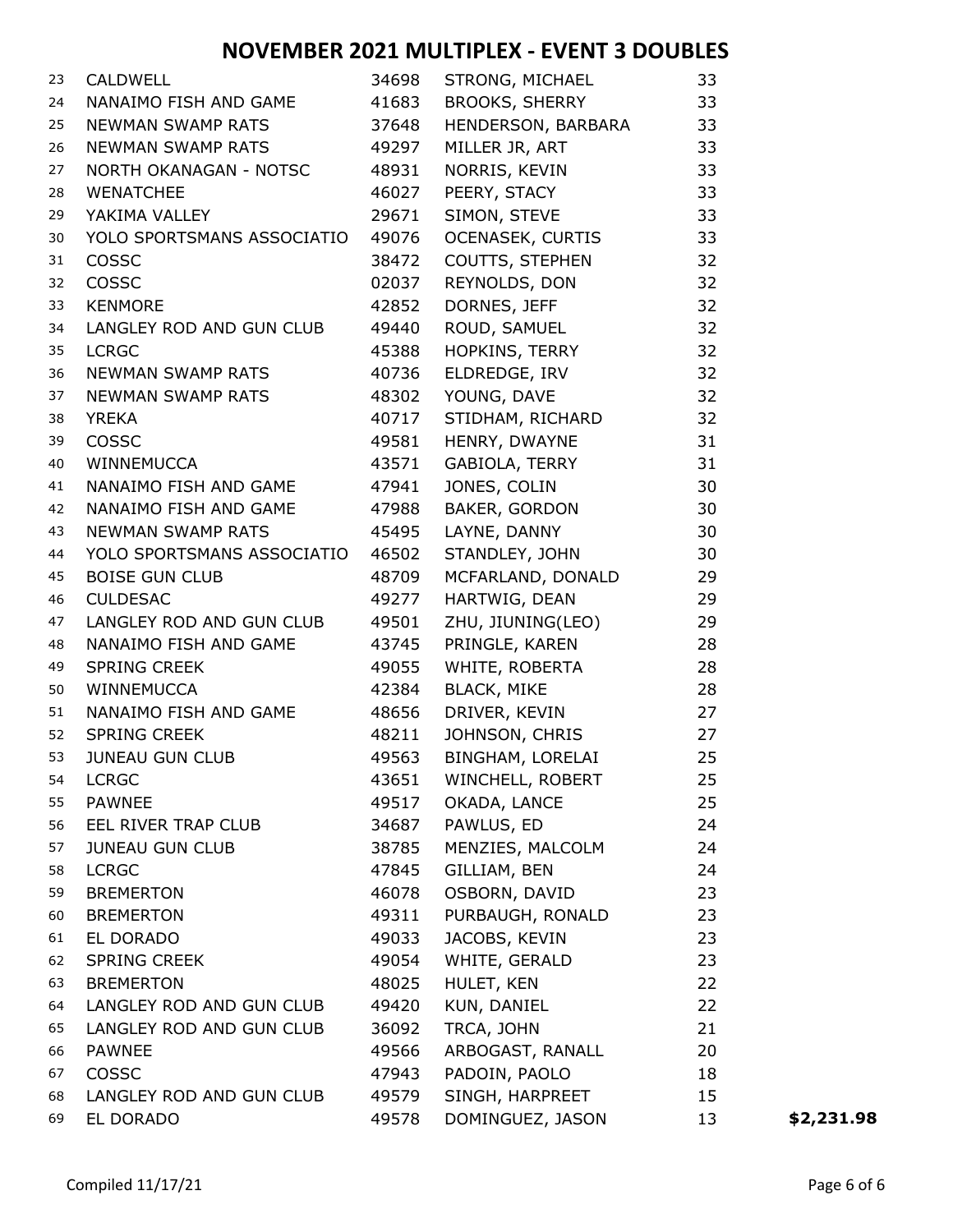# NOVEMBER 2021 MULTIPLEX - EVENT 3 DOUBLES

| | | | | | |
|---|---|---|---|---|---|
| 23 | CALDWELL | 34698 | STRONG, MICHAEL | 33 | |
| 24 | NANAIMO FISH AND GAME | 41683 | BROOKS, SHERRY | 33 | |
| 25 | NEWMAN SWAMP RATS | 37648 | HENDERSON, BARBARA | 33 | |
| 26 | NEWMAN SWAMP RATS | 49297 | MILLER JR, ART | 33 | |
| 27 | NORTH OKANAGAN - NOTSC | 48931 | NORRIS, KEVIN | 33 | |
| 28 | WENATCHEE | 46027 | PEERY, STACY | 33 | |
| 29 | YAKIMA VALLEY | 29671 | SIMON, STEVE | 33 | |
| 30 | YOLO SPORTSMANS ASSOCIATIO | 49076 | OCENASEK, CURTIS | 33 | |
| 31 | COSSC | 38472 | COUTTS, STEPHEN | 32 | |
| 32 | COSSC | 02037 | REYNOLDS, DON | 32 | |
| 33 | KENMORE | 42852 | DORNES, JEFF | 32 | |
| 34 | LANGLEY ROD AND GUN CLUB | 49440 | ROUD, SAMUEL | 32 | |
| 35 | LCRGC | 45388 | HOPKINS, TERRY | 32 | |
| 36 | NEWMAN SWAMP RATS | 40736 | ELDREDGE, IRV | 32 | |
| 37 | NEWMAN SWAMP RATS | 48302 | YOUNG, DAVE | 32 | |
| 38 | YREKA | 40717 | STIDHAM, RICHARD | 32 | |
| 39 | COSSC | 49581 | HENRY, DWAYNE | 31 | |
| 40 | WINNEMUCCA | 43571 | GABIOLA, TERRY | 31 | |
| 41 | NANAIMO FISH AND GAME | 47941 | JONES, COLIN | 30 | |
| 42 | NANAIMO FISH AND GAME | 47988 | BAKER, GORDON | 30 | |
| 43 | NEWMAN SWAMP RATS | 45495 | LAYNE, DANNY | 30 | |
| 44 | YOLO SPORTSMANS ASSOCIATIO | 46502 | STANDLEY, JOHN | 30 | |
| 45 | BOISE GUN CLUB | 48709 | MCFARLAND, DONALD | 29 | |
| 46 | CULDESAC | 49277 | HARTWIG, DEAN | 29 | |
| 47 | LANGLEY ROD AND GUN CLUB | 49501 | ZHU, JIUNING(LEO) | 29 | |
| 48 | NANAIMO FISH AND GAME | 43745 | PRINGLE, KAREN | 28 | |
| 49 | SPRING CREEK | 49055 | WHITE, ROBERTA | 28 | |
| 50 | WINNEMUCCA | 42384 | BLACK, MIKE | 28 | |
| 51 | NANAIMO FISH AND GAME | 48656 | DRIVER, KEVIN | 27 | |
| 52 | SPRING CREEK | 48211 | JOHNSON, CHRIS | 27 | |
| 53 | JUNEAU GUN CLUB | 49563 | BINGHAM, LORELAI | 25 | |
| 54 | LCRGC | 43651 | WINCHELL, ROBERT | 25 | |
| 55 | PAWNEE | 49517 | OKADA, LANCE | 25 | |
| 56 | EEL RIVER TRAP CLUB | 34687 | PAWLUS, ED | 24 | |
| 57 | JUNEAU GUN CLUB | 38785 | MENZIES, MALCOLM | 24 | |
| 58 | LCRGC | 47845 | GILLIAM, BEN | 24 | |
| 59 | BREMERTON | 46078 | OSBORN, DAVID | 23 | |
| 60 | BREMERTON | 49311 | PURBAUGH, RONALD | 23 | |
| 61 | EL DORADO | 49033 | JACOBS, KEVIN | 23 | |
| 62 | SPRING CREEK | 49054 | WHITE, GERALD | 23 | |
| 63 | BREMERTON | 48025 | HULET, KEN | 22 | |
| 64 | LANGLEY ROD AND GUN CLUB | 49420 | KUN, DANIEL | 22 | |
| 65 | LANGLEY ROD AND GUN CLUB | 36092 | TRCA, JOHN | 21 | |
| 66 | PAWNEE | 49566 | ARBOGAST, RANALL | 20 | |
| 67 | COSSC | 47943 | PADOIN, PAOLO | 18 | |
| 68 | LANGLEY ROD AND GUN CLUB | 49579 | SINGH, HARPREET | 15 | |
| 69 | EL DORADO | 49578 | DOMINGUEZ, JASON | 13 | **$2,231.98** |

Compiled 11/17/21